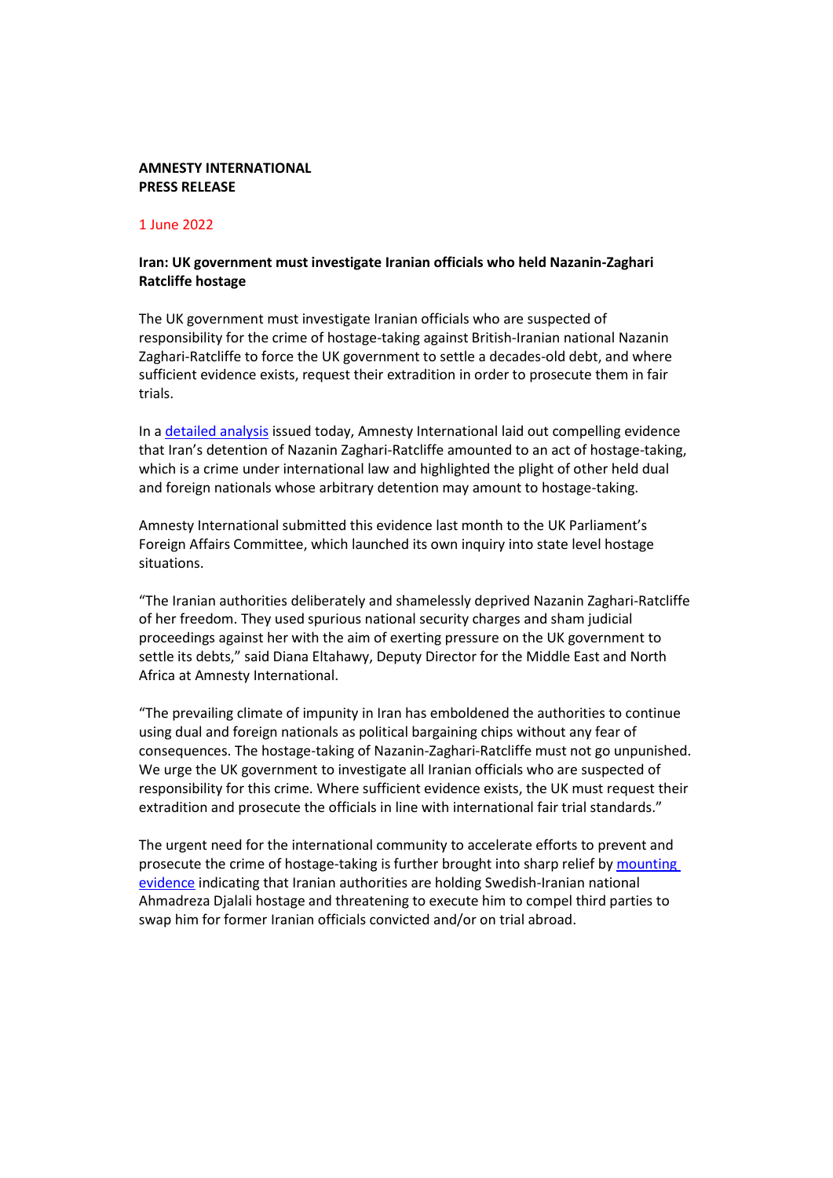**AMNESTY INTERNATIONAL**
**PRESS RELEASE**

1 June 2022

**Iran: UK government must investigate Iranian officials who held Nazanin-Zaghari Ratcliffe hostage**

The UK government must investigate Iranian officials who are suspected of responsibility for the crime of hostage-taking against British-Iranian national Nazanin Zaghari-Ratcliffe to force the UK government to settle a decades-old debt, and where sufficient evidence exists, request their extradition in order to prosecute them in fair trials.

In a [detailed analysis]() issued today, Amnesty International laid out compelling evidence that Iran's detention of Nazanin Zaghari-Ratcliffe amounted to an act of hostage-taking, which is a crime under international law and highlighted the plight of other held dual and foreign nationals whose arbitrary detention may amount to hostage-taking.

Amnesty International submitted this evidence last month to the UK Parliament's Foreign Affairs Committee, which launched its own inquiry into state level hostage situations.

"The Iranian authorities deliberately and shamelessly deprived Nazanin Zaghari-Ratcliffe of her freedom. They used spurious national security charges and sham judicial proceedings against her with the aim of exerting pressure on the UK government to settle its debts," said Diana Eltahawy, Deputy Director for the Middle East and North Africa at Amnesty International.

"The prevailing climate of impunity in Iran has emboldened the authorities to continue using dual and foreign nationals as political bargaining chips without any fear of consequences. The hostage-taking of Nazanin-Zaghari-Ratcliffe must not go unpunished. We urge the UK government to investigate all Iranian officials who are suspected of responsibility for this crime. Where sufficient evidence exists, the UK must request their extradition and prosecute the officials in line with international fair trial standards."

The urgent need for the international community to accelerate efforts to prevent and prosecute the crime of hostage-taking is further brought into sharp relief by [mounting evidence]() indicating that Iranian authorities are holding Swedish-Iranian national Ahmadreza Djalali hostage and threatening to execute him to compel third parties to swap him for former Iranian officials convicted and/or on trial abroad.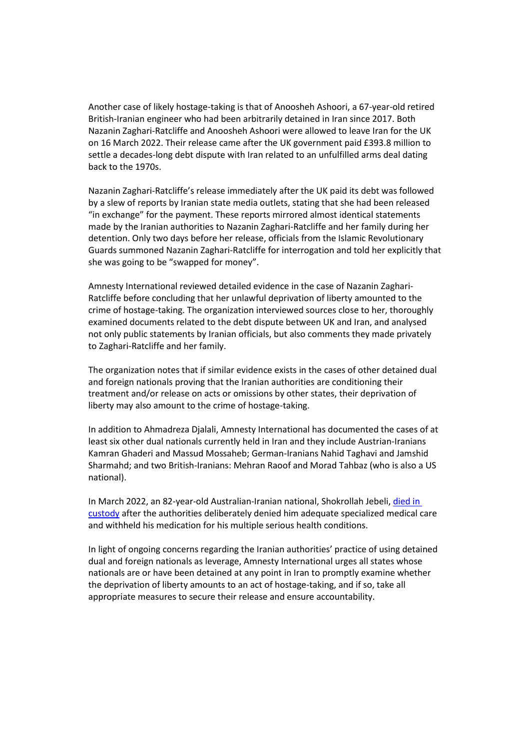Another case of likely hostage-taking is that of Anoosheh Ashoori, a 67-year-old retired British-Iranian engineer who had been arbitrarily detained in Iran since 2017. Both Nazanin Zaghari-Ratcliffe and Anoosheh Ashoori were allowed to leave Iran for the UK on 16 March 2022. Their release came after the UK government paid £393.8 million to settle a decades-long debt dispute with Iran related to an unfulfilled arms deal dating back to the 1970s.

Nazanin Zaghari-Ratcliffe's release immediately after the UK paid its debt was followed by a slew of reports by Iranian state media outlets, stating that she had been released "in exchange" for the payment. These reports mirrored almost identical statements made by the Iranian authorities to Nazanin Zaghari-Ratcliffe and her family during her detention. Only two days before her release, officials from the Islamic Revolutionary Guards summoned Nazanin Zaghari-Ratcliffe for interrogation and told her explicitly that she was going to be "swapped for money".

Amnesty International reviewed detailed evidence in the case of Nazanin Zaghari-Ratcliffe before concluding that her unlawful deprivation of liberty amounted to the crime of hostage-taking. The organization interviewed sources close to her, thoroughly examined documents related to the debt dispute between UK and Iran, and analysed not only public statements by Iranian officials, but also comments they made privately to Zaghari-Ratcliffe and her family.

The organization notes that if similar evidence exists in the cases of other detained dual and foreign nationals proving that the Iranian authorities are conditioning their treatment and/or release on acts or omissions by other states, their deprivation of liberty may also amount to the crime of hostage-taking.

In addition to Ahmadreza Djalali, Amnesty International has documented the cases of at least six other dual nationals currently held in Iran and they include Austrian-Iranians Kamran Ghaderi and Massud Mossaheb; German-Iranians Nahid Taghavi and Jamshid Sharmahd; and two British-Iranians: Mehran Raoof and Morad Tahbaz (who is also a US national).

In March 2022, an 82-year-old Australian-Iranian national, Shokrollah Jebeli, died in custody after the authorities deliberately denied him adequate specialized medical care and withheld his medication for his multiple serious health conditions.

In light of ongoing concerns regarding the Iranian authorities' practice of using detained dual and foreign nationals as leverage, Amnesty International urges all states whose nationals are or have been detained at any point in Iran to promptly examine whether the deprivation of liberty amounts to an act of hostage-taking, and if so, take all appropriate measures to secure their release and ensure accountability.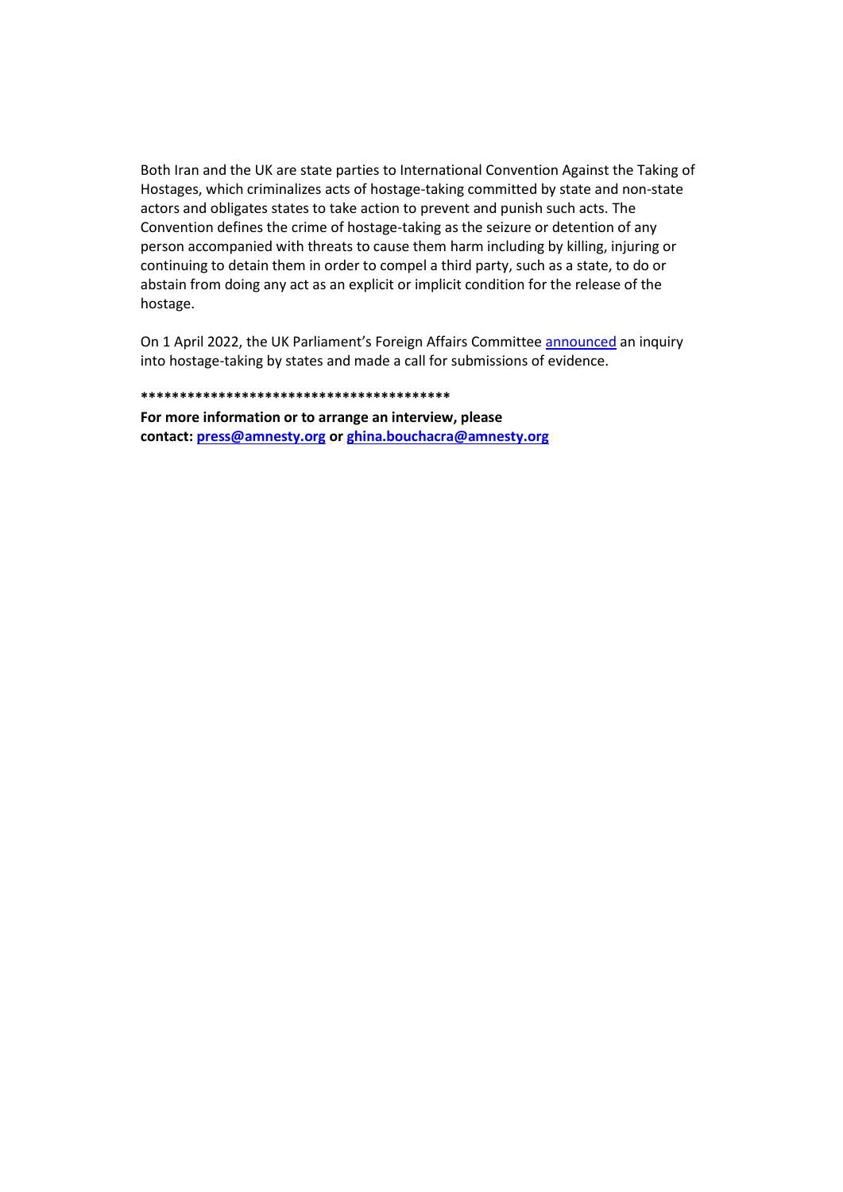Both Iran and the UK are state parties to International Convention Against the Taking of Hostages, which criminalizes acts of hostage-taking committed by state and non-state actors and obligates states to take action to prevent and punish such acts. The Convention defines the crime of hostage-taking as the seizure or detention of any person accompanied with threats to cause them harm including by killing, injuring or continuing to detain them in order to compel a third party, such as a state, to do or abstain from doing any act as an explicit or implicit condition for the release of the hostage.

On 1 April 2022, the UK Parliament's Foreign Affairs Committee announced an inquiry into hostage-taking by states and made a call for submissions of evidence.

****************************************

**For more information or to arrange an interview, please contact: press@amnesty.org or ghina.bouchacra@amnesty.org**